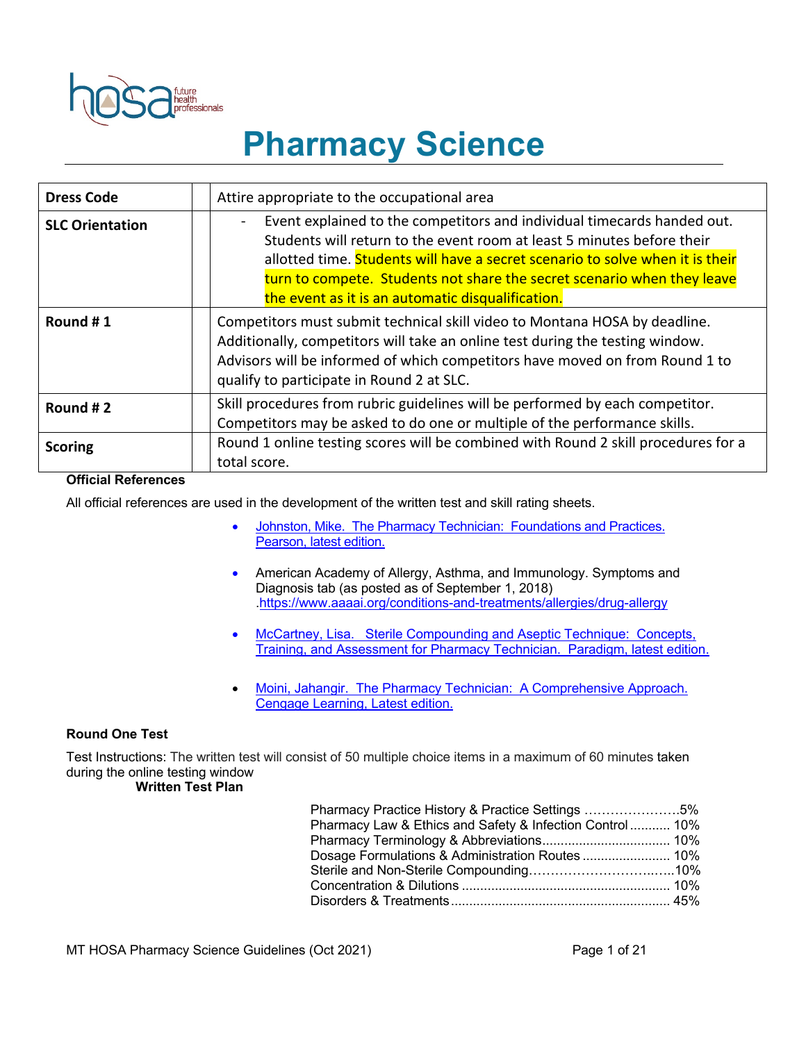# Pharmacy Science

| | |
|---|---|
| **Dress Code** | Attire appropriate to the occupational area |
| **SLC Orientation** | - Event explained to the competitors and individual timecards handed out. Students will return to the event room at least 5 minutes before their allotted time. Students will have a secret scenario to solve when it is their turn to compete. Students not share the secret scenario when they leave the event as it is an automatic disqualification. |
| **Round # 1** | Competitors must submit technical skill video to Montana HOSA by deadline. Additionally, competitors will take an online test during the testing window. Advisors will be informed of which competitors have moved on from Round 1 to qualify to participate in Round 2 at SLC. |
| **Round # 2** | Skill procedures from rubric guidelines will be performed by each competitor. Competitors may be asked to do one or multiple of the performance skills. |
| **Scoring** | Round 1 online testing scores will be combined with Round 2 skill procedures for a total score. |

**Official References**

All official references are used in the development of the written test and skill rating sheets.

- Johnston, Mike. The Pharmacy Technician: Foundations and Practices. Pearson, latest edition.
- American Academy of Allergy, Asthma, and Immunology. Symptoms and Diagnosis tab (as posted as of September 1, 2018) .https://www.aaaai.org/conditions-and-treatments/allergies/drug-allergy
- McCartney, Lisa. Sterile Compounding and Aseptic Technique: Concepts, Training, and Assessment for Pharmacy Technician. Paradigm, latest edition.
- Moini, Jahangir. The Pharmacy Technician: A Comprehensive Approach. Cengage Learning, Latest edition.

**Round One Test**

Test Instructions: The written test will consist of 50 multiple choice items in a maximum of 60 minutes taken during the online testing window

**Written Test Plan**

| Topic | Percent |
|---|---|
| Pharmacy Practice History & Practice Settings | 5% |
| Pharmacy Law & Ethics and Safety & Infection Control | 10% |
| Pharmacy Terminology & Abbreviations | 10% |
| Dosage Formulations & Administration Routes | 10% |
| Sterile and Non-Sterile Compounding | 10% |
| Concentration & Dilutions | 10% |
| Disorders & Treatments | 45% |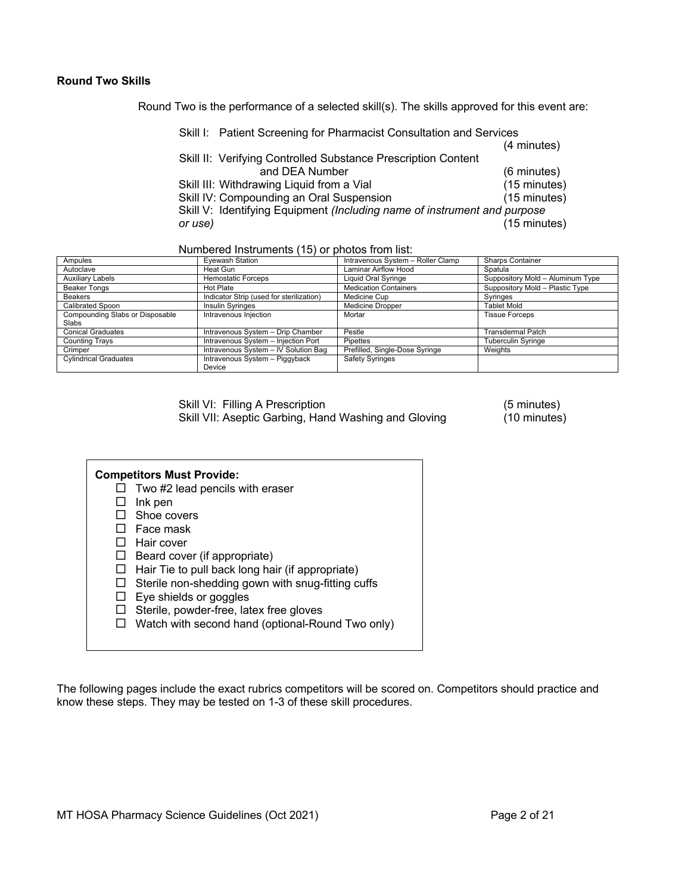**Round Two Skills**

Round Two is the performance of a selected skill(s). The skills approved for this event are:

- Skill I: Patient Screening for Pharmacist Consultation and Services (4 minutes)
- Skill II: Verifying Controlled Substance Prescription Content and DEA Number (6 minutes)
- Skill III: Withdrawing Liquid from a Vial (15 minutes)
- Skill IV: Compounding an Oral Suspension (15 minutes)
- Skill V: Identifying Equipment *(Including name of instrument and purpose or use)* (15 minutes)

Numbered Instruments (15) or photos from list:

| | | | |
|---|---|---|---|
| Ampules | Eyewash Station | Intravenous System – Roller Clamp | Sharps Container |
| Autoclave | Heat Gun | Laminar Airflow Hood | Spatula |
| Auxiliary Labels | Hemostatic Forceps | Liquid Oral Syringe | Suppository Mold – Aluminum Type |
| Beaker Tongs | Hot Plate | Medication Containers | Suppository Mold – Plastic Type |
| Beakers | Indicator Strip (used for sterilization) | Medicine Cup | Syringes |
| Calibrated Spoon | Insulin Syringes | Medicine Dropper | Tablet Mold |
| Compounding Slabs or Disposable Slabs | Intravenous Injection | Mortar | Tissue Forceps |
| Conical Graduates | Intravenous System – Drip Chamber | Pestle | Transdermal Patch |
| Counting Trays | Intravenous System – Injection Port | Pipettes | Tuberculin Syringe |
| Crimper | Intravenous System – IV Solution Bag | Prefilled, Single-Dose Syringe | Weights |
| Cylindrical Graduates | Intravenous System – Piggyback Device | Safety Syringes | |

- Skill VI: Filling A Prescription (5 minutes)
- Skill VII: Aseptic Garbing, Hand Washing and Gloving (10 minutes)

**Competitors Must Provide:**

- ☐ Two #2 lead pencils with eraser
- ☐ Ink pen
- ☐ Shoe covers
- ☐ Face mask
- ☐ Hair cover
- ☐ Beard cover (if appropriate)
- ☐ Hair Tie to pull back long hair (if appropriate)
- ☐ Sterile non-shedding gown with snug-fitting cuffs
- ☐ Eye shields or goggles
- ☐ Sterile, powder-free, latex free gloves
- ☐ Watch with second hand (optional-Round Two only)

The following pages include the exact rubrics competitors will be scored on. Competitors should practice and know these steps. They may be tested on 1-3 of these skill procedures.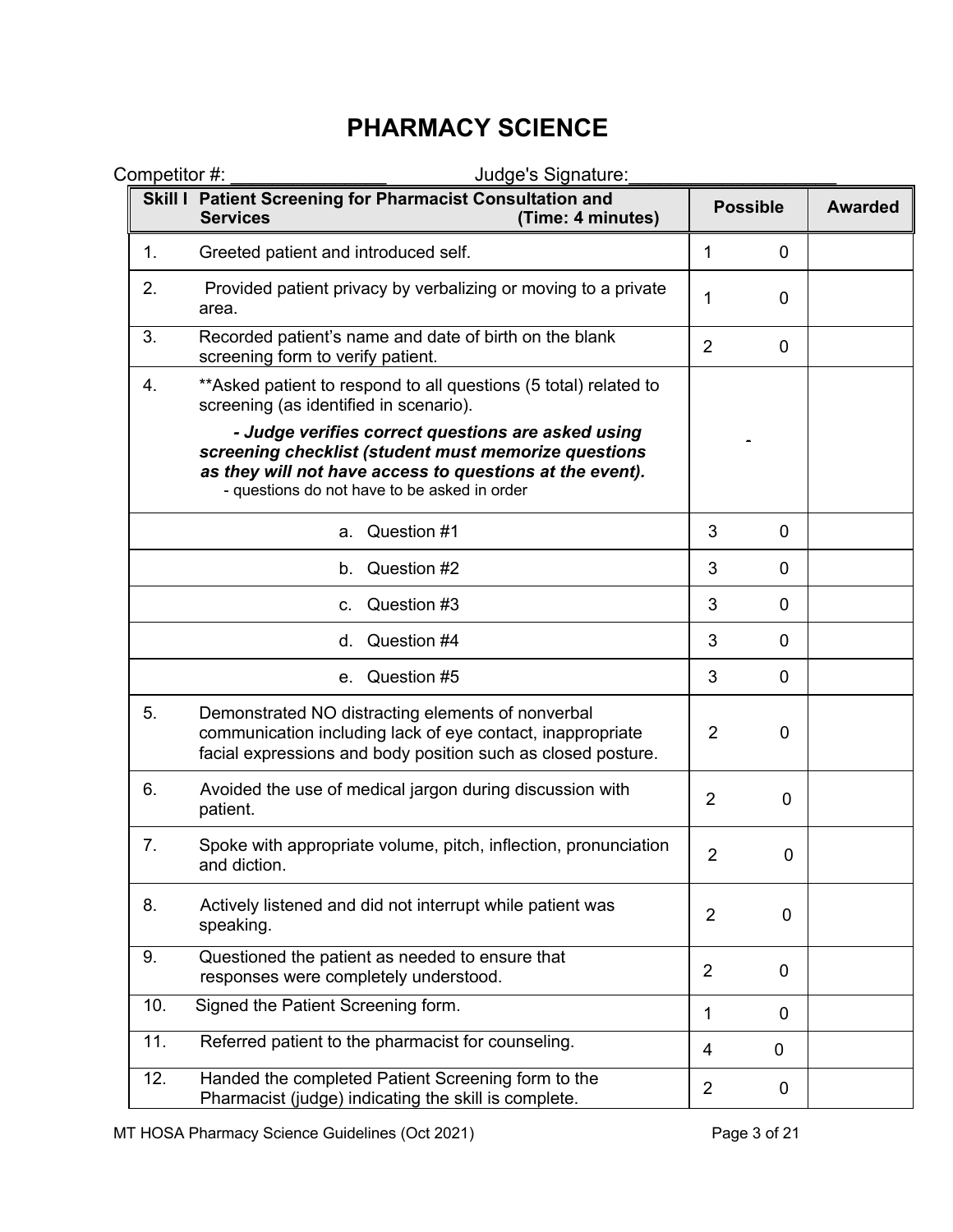# PHARMACY SCIENCE

Competitor #: _______________ Judge's Signature: ____________________

| Skill I | Patient Screening for Pharmacist Consultation and Services (Time: 4 minutes) | Possible | | Awarded |
|---|---|---|---|---|
| 1. | Greeted patient and introduced self. | 1 | 0 | |
| 2. | Provided patient privacy by verbalizing or moving to a private area. | 1 | 0 | |
| 3. | Recorded patient's name and date of birth on the blank screening form to verify patient. | 2 | 0 | |
| 4. | **Asked patient to respond to all questions (5 total) related to screening (as identified in scenario). ***- Judge verifies correct questions are asked using screening checklist (student must memorize questions as they will not have access to questions at the event).*** - questions do not have to be asked in order | - | | |
| | a. Question #1 | 3 | 0 | |
| | b. Question #2 | 3 | 0 | |
| | c. Question #3 | 3 | 0 | |
| | d. Question #4 | 3 | 0 | |
| | e. Question #5 | 3 | 0 | |
| 5. | Demonstrated NO distracting elements of nonverbal communication including lack of eye contact, inappropriate facial expressions and body position such as closed posture. | 2 | 0 | |
| 6. | Avoided the use of medical jargon during discussion with patient. | 2 | 0 | |
| 7. | Spoke with appropriate volume, pitch, inflection, pronunciation and diction. | 2 | 0 | |
| 8. | Actively listened and did not interrupt while patient was speaking. | 2 | 0 | |
| 9. | Questioned the patient as needed to ensure that responses were completely understood. | 2 | 0 | |
| 10. | Signed the Patient Screening form. | 1 | 0 | |
| 11. | Referred patient to the pharmacist for counseling. | 4 | 0 | |
| 12. | Handed the completed Patient Screening form to the Pharmacist (judge) indicating the skill is complete. | 2 | 0 | |

MT HOSA Pharmacy Science Guidelines (Oct 2021)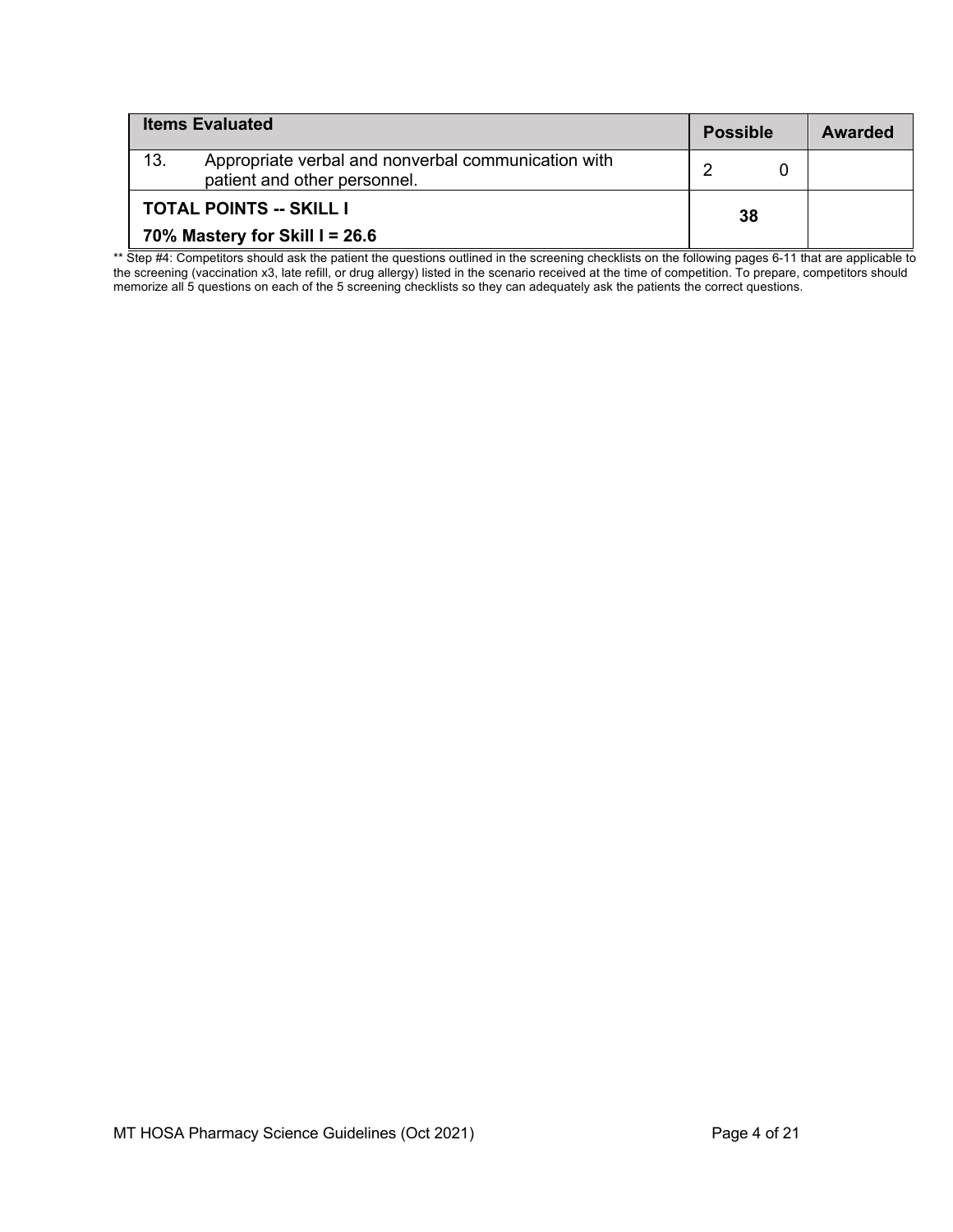| Items Evaluated | Possible | | Awarded |
|---|---|---|---|
| 13. Appropriate verbal and nonverbal communication with patient and other personnel. | 2 | 0 | |
| **TOTAL POINTS -- SKILL I**<br>**70% Mastery for Skill I = 26.6** | **38** | | |

** Step #4: Competitors should ask the patient the questions outlined in the screening checklists on the following pages 6-11 that are applicable to the screening (vaccination x3, late refill, or drug allergy) listed in the scenario received at the time of competition. To prepare, competitors should memorize all 5 questions on each of the 5 screening checklists so they can adequately ask the patients the correct questions.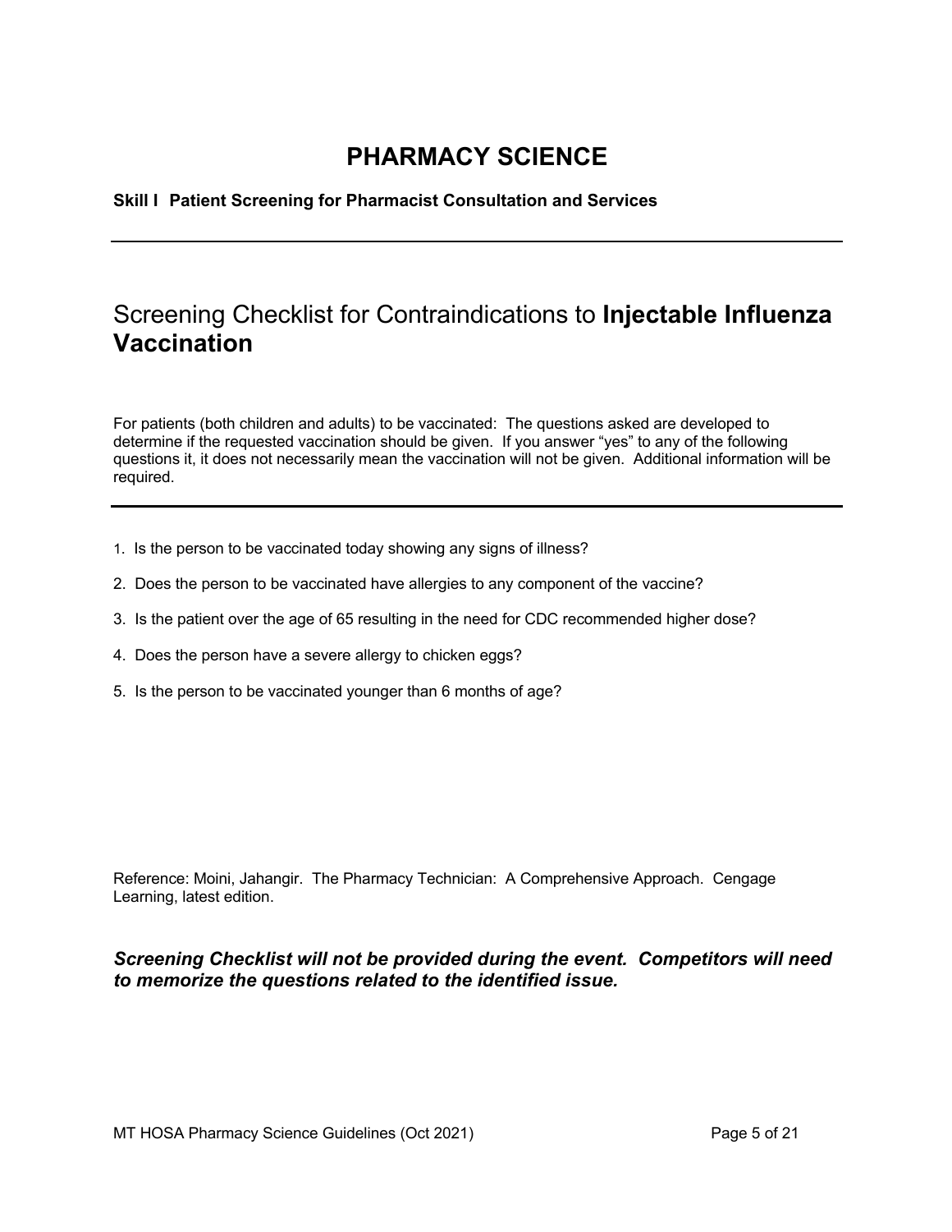# PHARMACY SCIENCE

**Skill I  Patient Screening for Pharmacist Consultation and Services**

---

## Screening Checklist for Contraindications to **Injectable Influenza Vaccination**

For patients (both children and adults) to be vaccinated: The questions asked are developed to determine if the requested vaccination should be given. If you answer "yes" to any of the following questions it, it does not necessarily mean the vaccination will not be given. Additional information will be required.

---

1. Is the person to be vaccinated today showing any signs of illness?
2. Does the person to be vaccinated have allergies to any component of the vaccine?
3. Is the patient over the age of 65 resulting in the need for CDC recommended higher dose?
4. Does the person have a severe allergy to chicken eggs?
5. Is the person to be vaccinated younger than 6 months of age?

Reference: Moini, Jahangir. The Pharmacy Technician: A Comprehensive Approach. Cengage Learning, latest edition.

***Screening Checklist will not be provided during the event. Competitors will need to memorize the questions related to the identified issue.***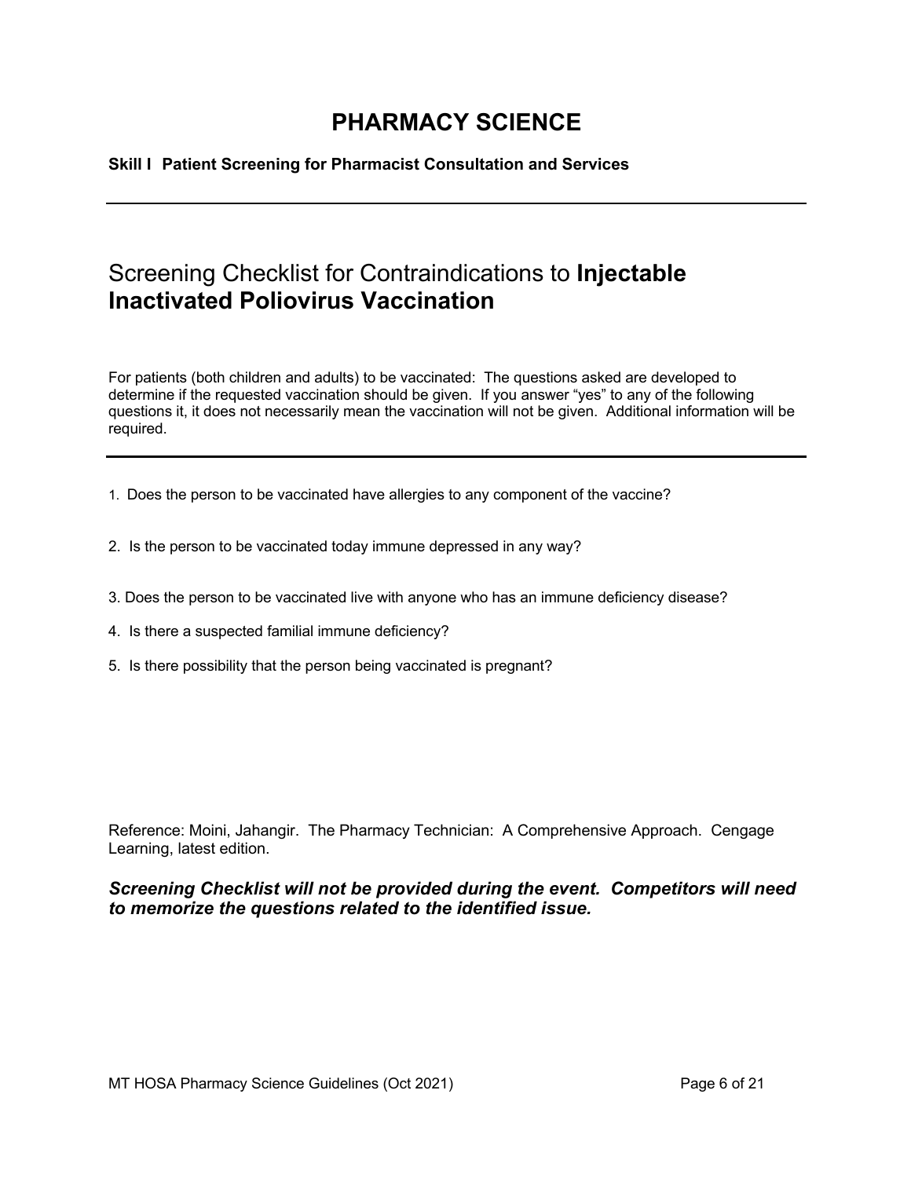# PHARMACY SCIENCE

**Skill I Patient Screening for Pharmacist Consultation and Services**

---

## Screening Checklist for Contraindications to **Injectable Inactivated Poliovirus Vaccination**

For patients (both children and adults) to be vaccinated: The questions asked are developed to determine if the requested vaccination should be given. If you answer “yes” to any of the following questions it, it does not necessarily mean the vaccination will not be given. Additional information will be required.

---

1. Does the person to be vaccinated have allergies to any component of the vaccine?
2. Is the person to be vaccinated today immune depressed in any way?
3. Does the person to be vaccinated live with anyone who has an immune deficiency disease?
4. Is there a suspected familial immune deficiency?
5. Is there possibility that the person being vaccinated is pregnant?

Reference: Moini, Jahangir. The Pharmacy Technician: A Comprehensive Approach. Cengage Learning, latest edition.

***Screening Checklist will not be provided during the event. Competitors will need to memorize the questions related to the identified issue.***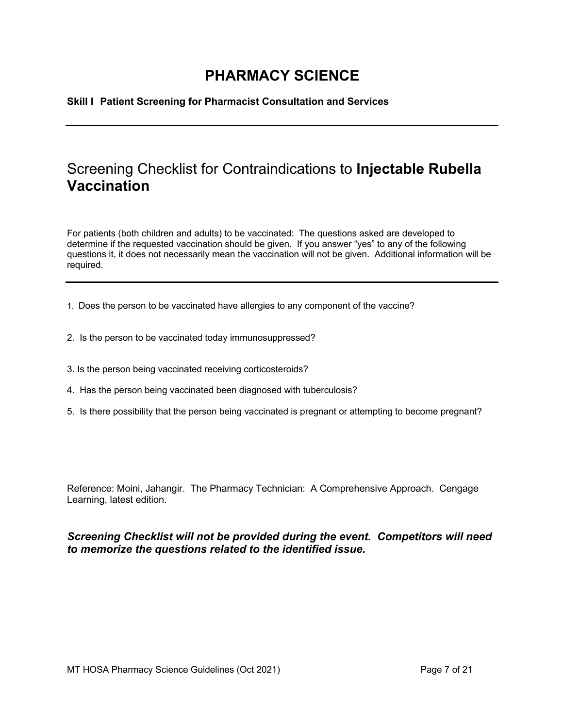# PHARMACY SCIENCE

**Skill I Patient Screening for Pharmacist Consultation and Services**

---

## Screening Checklist for Contraindications to **Injectable Rubella Vaccination**

For patients (both children and adults) to be vaccinated: The questions asked are developed to determine if the requested vaccination should be given. If you answer "yes" to any of the following questions it, it does not necessarily mean the vaccination will not be given. Additional information will be required.

---

1. Does the person to be vaccinated have allergies to any component of the vaccine?
2. Is the person to be vaccinated today immunosuppressed?
3. Is the person being vaccinated receiving corticosteroids?
4. Has the person being vaccinated been diagnosed with tuberculosis?
5. Is there possibility that the person being vaccinated is pregnant or attempting to become pregnant?

Reference: Moini, Jahangir. The Pharmacy Technician: A Comprehensive Approach. Cengage Learning, latest edition.

***Screening Checklist will not be provided during the event. Competitors will need to memorize the questions related to the identified issue.***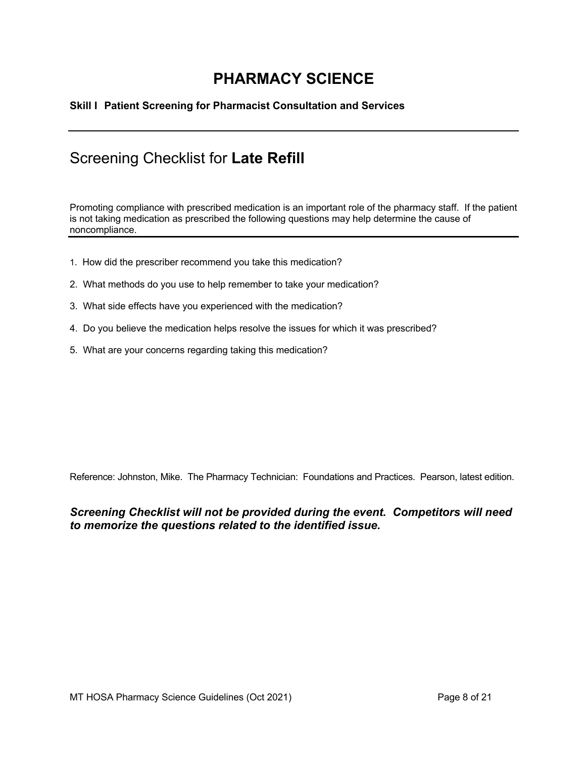# PHARMACY SCIENCE

**Skill I  Patient Screening for Pharmacist Consultation and Services**

---

## Screening Checklist for **Late Refill**

Promoting compliance with prescribed medication is an important role of the pharmacy staff. If the patient is not taking medication as prescribed the following questions may help determine the cause of noncompliance.

---

1. How did the prescriber recommend you take this medication?
2. What methods do you use to help remember to take your medication?
3. What side effects have you experienced with the medication?
4. Do you believe the medication helps resolve the issues for which it was prescribed?
5. What are your concerns regarding taking this medication?

Reference: Johnston, Mike. The Pharmacy Technician: Foundations and Practices. Pearson, latest edition.

***Screening Checklist will not be provided during the event. Competitors will need to memorize the questions related to the identified issue.***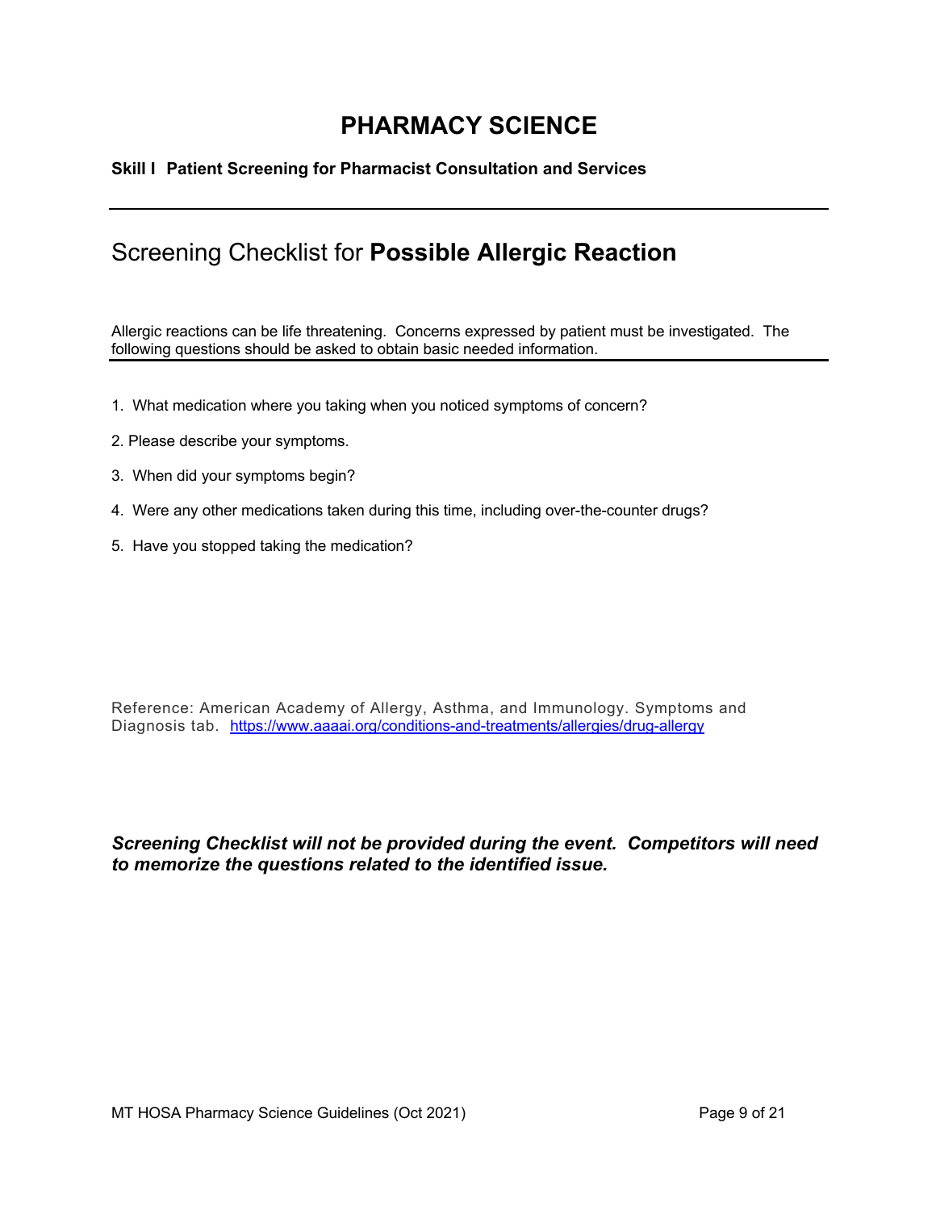# PHARMACY SCIENCE

**Skill I Patient Screening for Pharmacist Consultation and Services**

## Screening Checklist for **Possible Allergic Reaction**

Allergic reactions can be life threatening. Concerns expressed by patient must be investigated. The following questions should be asked to obtain basic needed information.

1. What medication where you taking when you noticed symptoms of concern?
2. Please describe your symptoms.
3. When did your symptoms begin?
4. Were any other medications taken during this time, including over-the-counter drugs?
5. Have you stopped taking the medication?

Reference: American Academy of Allergy, Asthma, and Immunology. Symptoms and Diagnosis tab. https://www.aaaai.org/conditions-and-treatments/allergies/drug-allergy

***Screening Checklist will not be provided during the event. Competitors will need to memorize the questions related to the identified issue.***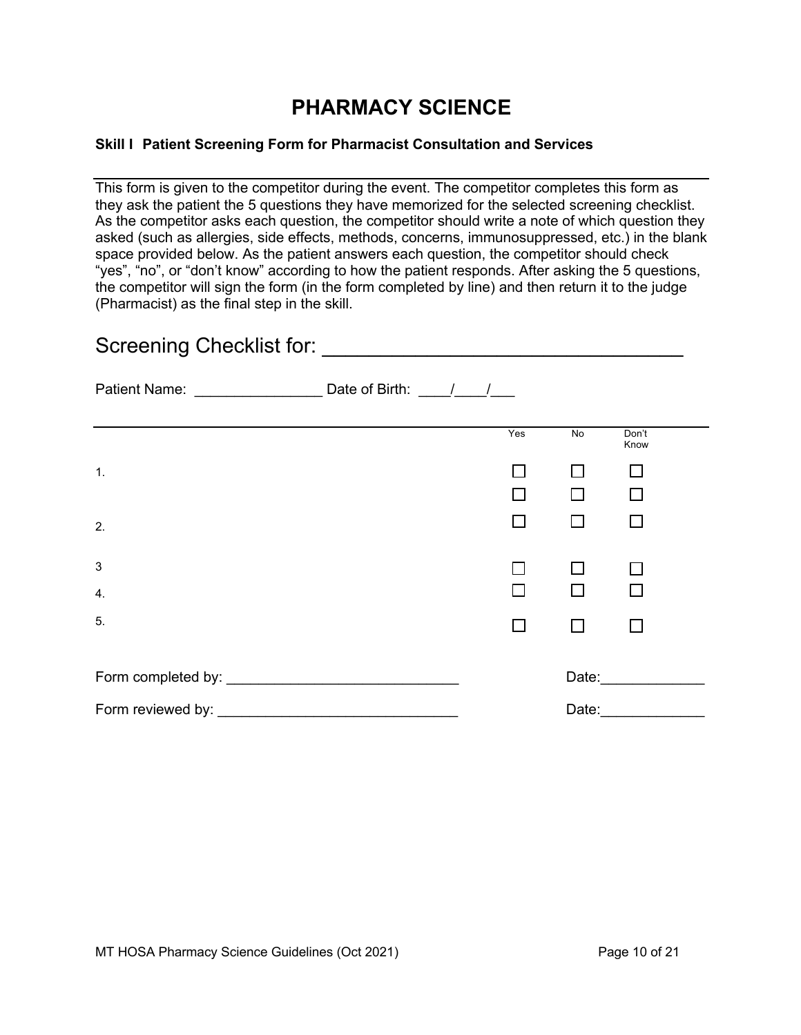# PHARMACY SCIENCE

**Skill I  Patient Screening Form for Pharmacist Consultation and Services**

---

This form is given to the competitor during the event. The competitor completes this form as they ask the patient the 5 questions they have memorized for the selected screening checklist. As the competitor asks each question, the competitor should write a note of which question they asked (such as allergies, side effects, methods, concerns, immunosuppressed, etc.) in the blank space provided below. As the patient answers each question, the competitor should check "yes", "no", or "don't know" according to how the patient responds. After asking the 5 questions, the competitor will sign the form (in the form completed by line) and then return it to the judge (Pharmacist) as the final step in the skill.

## Screening Checklist for: ________________________________

Patient Name: _______________ Date of Birth: ____/____/___

| | Yes | No | Don't Know |
|---|---|---|---|
| 1. | ☐ | ☐ | ☐ |
| | ☐ | ☐ | ☐ |
| 2. | ☐ | ☐ | ☐ |
| 3 | ☐ | ☐ | ☐ |
| 4. | ☐ | ☐ | ☐ |
| 5. | ☐ | ☐ | ☐ |

Form completed by: ____________________________ Date:_____________

Form reviewed by: _____________________________ Date:_____________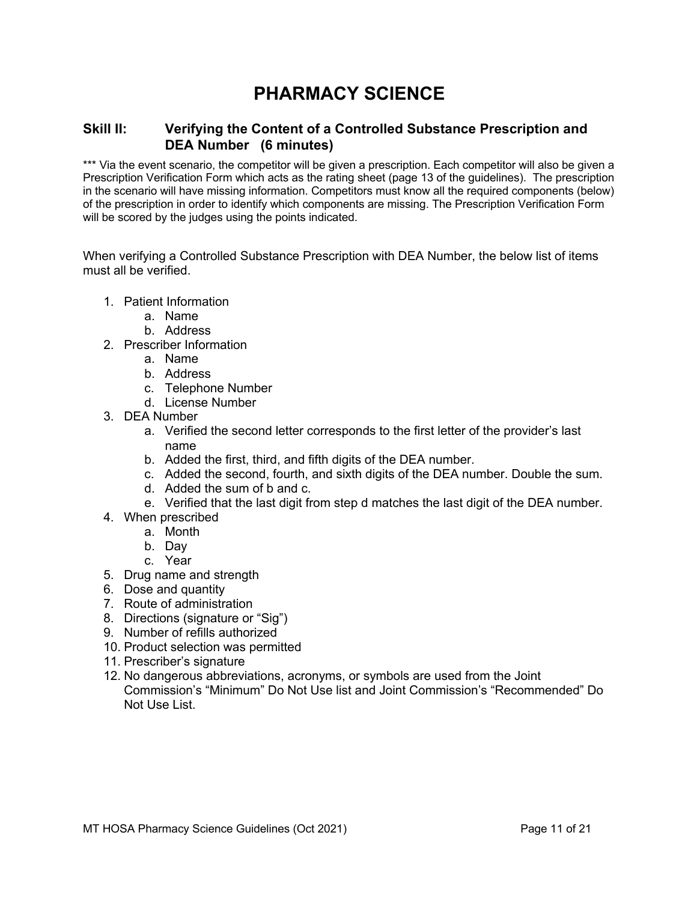# PHARMACY SCIENCE

## Skill II: Verifying the Content of a Controlled Substance Prescription and DEA Number (6 minutes)

*** Via the event scenario, the competitor will be given a prescription. Each competitor will also be given a Prescription Verification Form which acts as the rating sheet (page 13 of the guidelines). The prescription in the scenario will have missing information. Competitors must know all the required components (below) of the prescription in order to identify which components are missing. The Prescription Verification Form will be scored by the judges using the points indicated.

When verifying a Controlled Substance Prescription with DEA Number, the below list of items must all be verified.

1. Patient Information
    a. Name
    b. Address
2. Prescriber Information
    a. Name
    b. Address
    c. Telephone Number
    d. License Number
3. DEA Number
    a. Verified the second letter corresponds to the first letter of the provider's last name
    b. Added the first, third, and fifth digits of the DEA number.
    c. Added the second, fourth, and sixth digits of the DEA number. Double the sum.
    d. Added the sum of b and c.
    e. Verified that the last digit from step d matches the last digit of the DEA number.
4. When prescribed
    a. Month
    b. Day
    c. Year
5. Drug name and strength
6. Dose and quantity
7. Route of administration
8. Directions (signature or "Sig")
9. Number of refills authorized
10. Product selection was permitted
11. Prescriber's signature
12. No dangerous abbreviations, acronyms, or symbols are used from the Joint Commission's "Minimum" Do Not Use list and Joint Commission's "Recommended" Do Not Use List.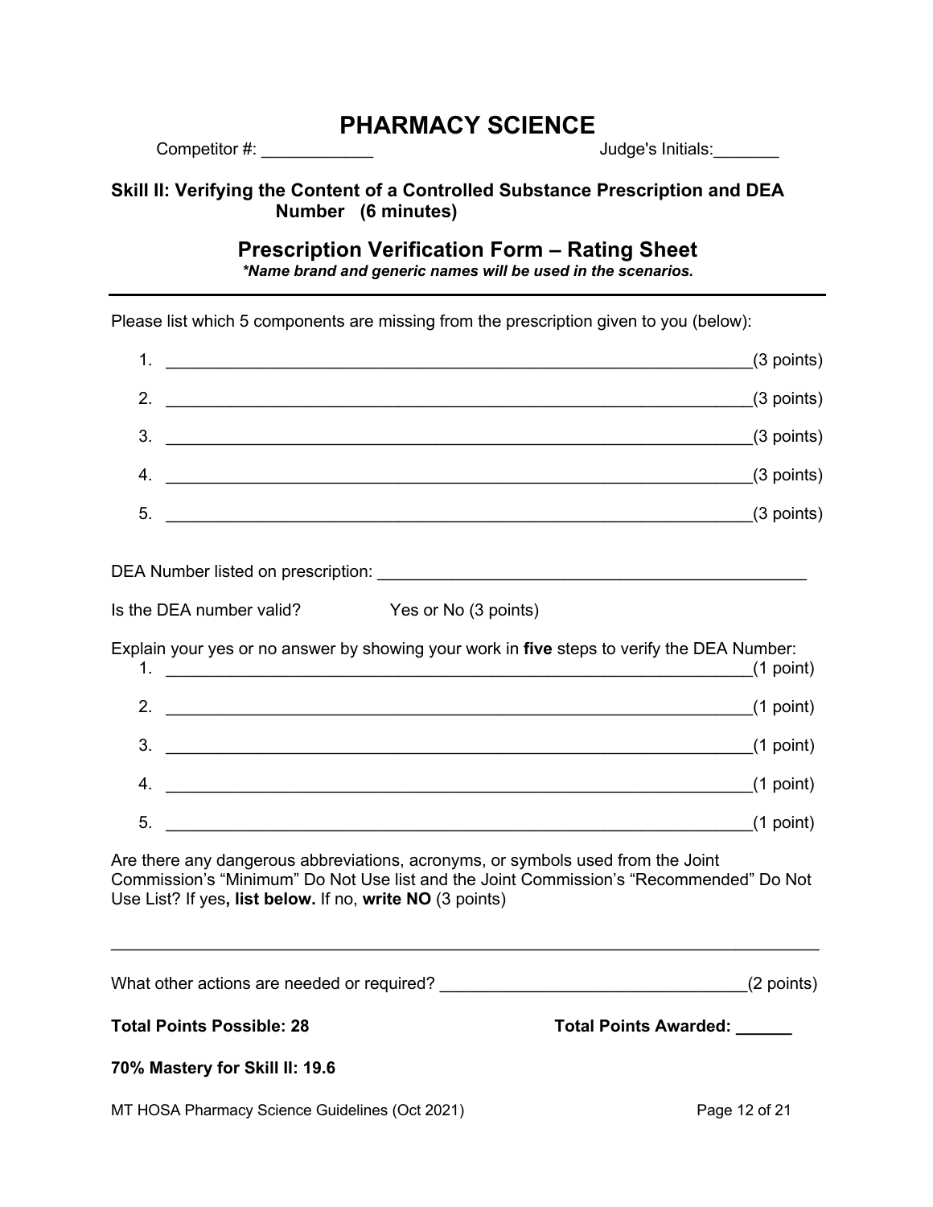# PHARMACY SCIENCE

Competitor #: ____________ Judge's Initials:_______

**Skill II: Verifying the Content of a Controlled Substance Prescription and DEA Number (6 minutes)**

## Prescription Verification Form – Rating Sheet

***Name brand and generic names will be used in the scenarios.***

---

Please list which 5 components are missing from the prescription given to you (below):

1. ________________________________________________________________(3 points)
2. ________________________________________________________________(3 points)
3. ________________________________________________________________(3 points)
4. ________________________________________________________________(3 points)
5. ________________________________________________________________(3 points)

DEA Number listed on prescription: ____________________________________________

Is the DEA number valid? Yes or No (3 points)

Explain your yes or no answer by showing your work in **five** steps to verify the DEA Number:

1. ________________________________________________________________(1 point)
2. ________________________________________________________________(1 point)
3. ________________________________________________________________(1 point)
4. ________________________________________________________________(1 point)
5. ________________________________________________________________(1 point)

Are there any dangerous abbreviations, acronyms, or symbols used from the Joint Commission's "Minimum" Do Not Use list and the Joint Commission's "Recommended" Do Not Use List? If yes**, list below.** If no, **write NO** (3 points)

__________________________________________________________________________

What other actions are needed or required? ________________________________(2 points)

**Total Points Possible: 28** **Total Points Awarded: ______**

**70% Mastery for Skill II: 19.6**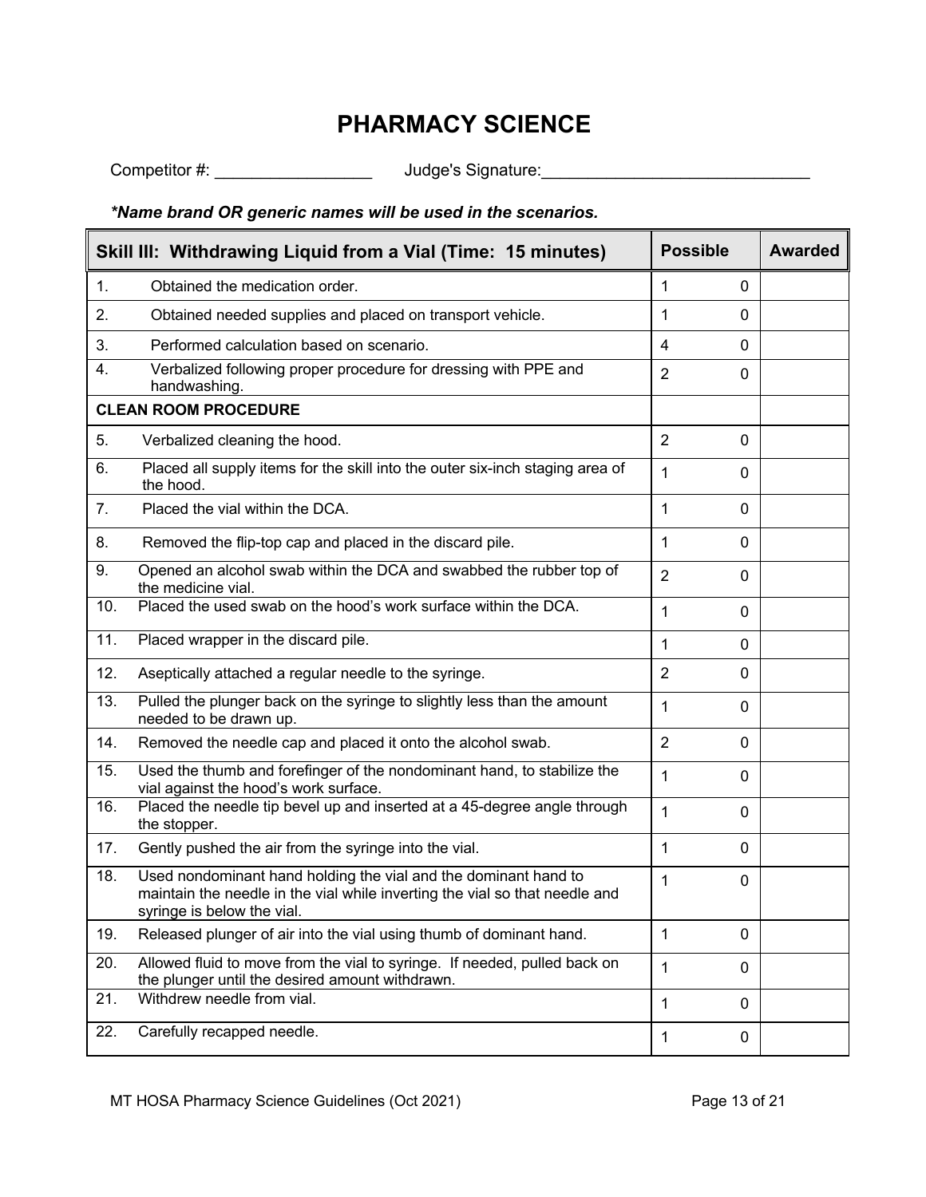# PHARMACY SCIENCE

Competitor #: _________________ Judge's Signature:_____________________________

***Name brand OR generic names will be used in the scenarios.***

| Skill III: Withdrawing Liquid from a Vial (Time: 15 minutes) | Possible | | Awarded |
|---|---|---|---|
| 1. Obtained the medication order. | 1 | 0 | |
| 2. Obtained needed supplies and placed on transport vehicle. | 1 | 0 | |
| 3. Performed calculation based on scenario. | 4 | 0 | |
| 4. Verbalized following proper procedure for dressing with PPE and handwashing. | 2 | 0 | |
| **CLEAN ROOM PROCEDURE** | | | |
| 5. Verbalized cleaning the hood. | 2 | 0 | |
| 6. Placed all supply items for the skill into the outer six-inch staging area of the hood. | 1 | 0 | |
| 7. Placed the vial within the DCA. | 1 | 0 | |
| 8. Removed the flip-top cap and placed in the discard pile. | 1 | 0 | |
| 9. Opened an alcohol swab within the DCA and swabbed the rubber top of the medicine vial. | 2 | 0 | |
| 10. Placed the used swab on the hood's work surface within the DCA. | 1 | 0 | |
| 11. Placed wrapper in the discard pile. | 1 | 0 | |
| 12. Aseptically attached a regular needle to the syringe. | 2 | 0 | |
| 13. Pulled the plunger back on the syringe to slightly less than the amount needed to be drawn up. | 1 | 0 | |
| 14. Removed the needle cap and placed it onto the alcohol swab. | 2 | 0 | |
| 15. Used the thumb and forefinger of the nondominant hand, to stabilize the vial against the hood's work surface. | 1 | 0 | |
| 16. Placed the needle tip bevel up and inserted at a 45-degree angle through the stopper. | 1 | 0 | |
| 17. Gently pushed the air from the syringe into the vial. | 1 | 0 | |
| 18. Used nondominant hand holding the vial and the dominant hand to maintain the needle in the vial while inverting the vial so that needle and syringe is below the vial. | 1 | 0 | |
| 19. Released plunger of air into the vial using thumb of dominant hand. | 1 | 0 | |
| 20. Allowed fluid to move from the vial to syringe. If needed, pulled back on the plunger until the desired amount withdrawn. | 1 | 0 | |
| 21. Withdrew needle from vial. | 1 | 0 | |
| 22. Carefully recapped needle. | 1 | 0 | |

MT HOSA Pharmacy Science Guidelines (Oct 2021)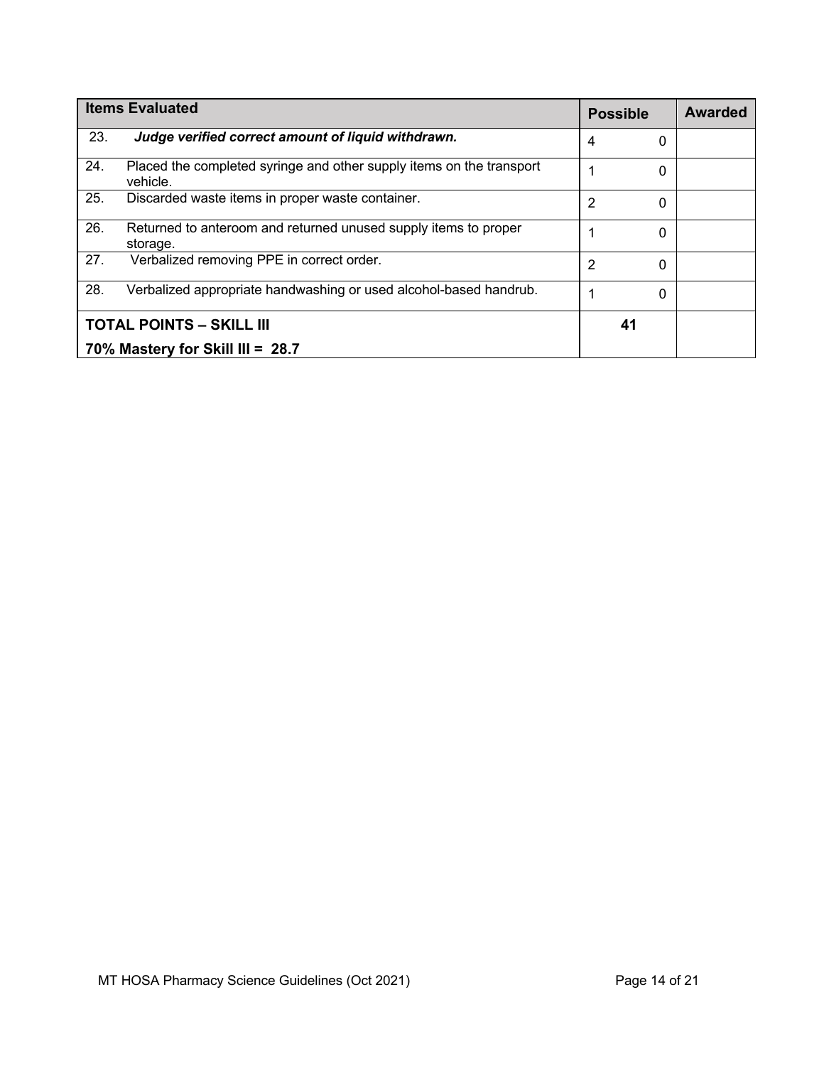| Items Evaluated | Possible | | Awarded |
|---|---|---|---|
| 23. ***Judge verified correct amount of liquid withdrawn.*** | 4 | 0 | |
| 24. Placed the completed syringe and other supply items on the transport vehicle. | 1 | 0 | |
| 25. Discarded waste items in proper waste container. | 2 | 0 | |
| 26. Returned to anteroom and returned unused supply items to proper storage. | 1 | 0 | |
| 27. Verbalized removing PPE in correct order. | 2 | 0 | |
| 28. Verbalized appropriate handwashing or used alcohol-based handrub. | 1 | 0 | |
| **TOTAL POINTS – SKILL III**<br>**70% Mastery for Skill III = 28.7** | **41** | | |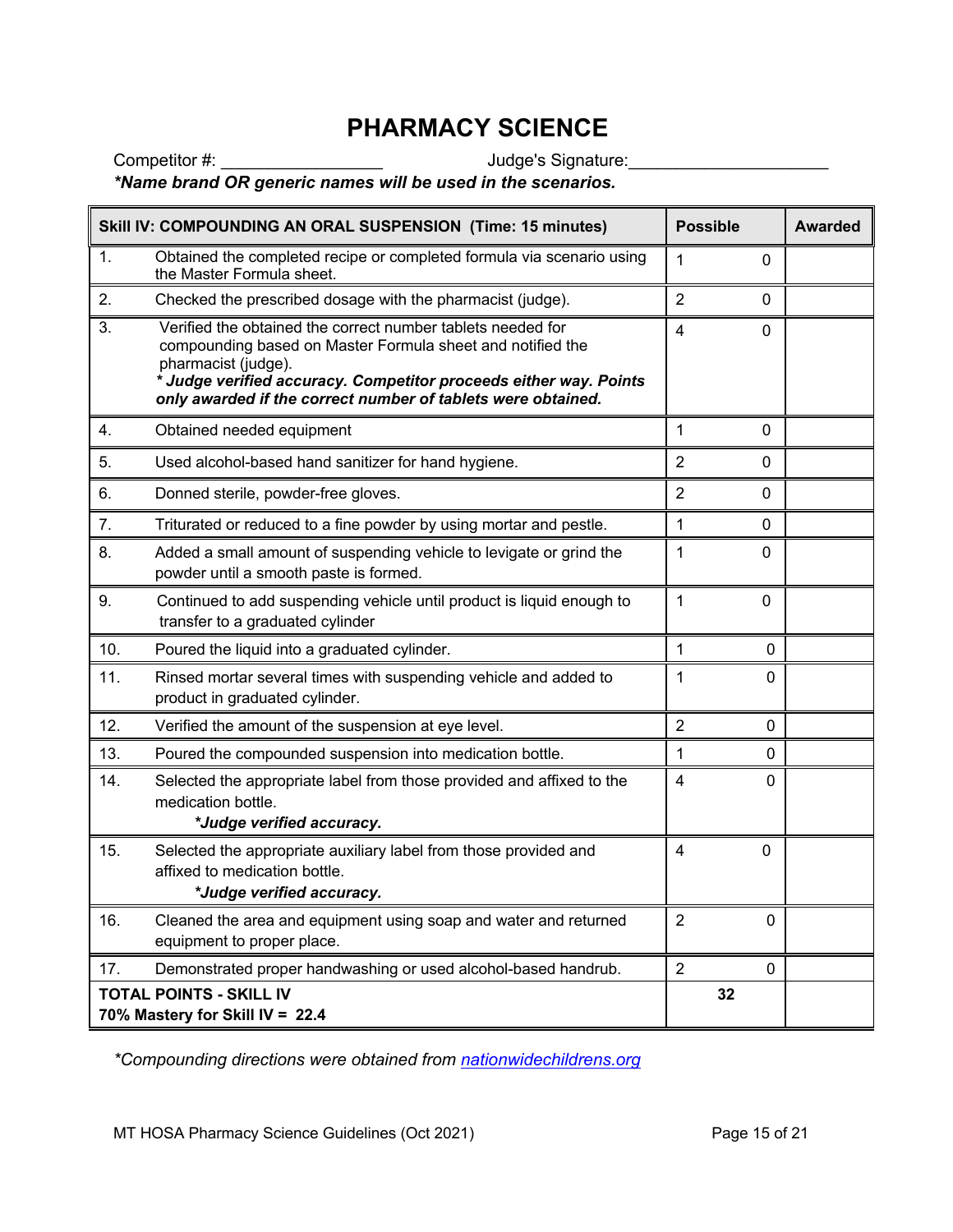# PHARMACY SCIENCE

Competitor #: ________________ Judge's Signature:____________________

***Name brand OR generic names will be used in the scenarios.**

| | **Skill IV: COMPOUNDING AN ORAL SUSPENSION (Time: 15 minutes)** | **Possible** | | **Awarded** |
|---|---|---|---|---|
| 1. | Obtained the completed recipe or completed formula via scenario using the Master Formula sheet. | 1 | 0 | |
| 2. | Checked the prescribed dosage with the pharmacist (judge). | 2 | 0 | |
| 3. | Verified the obtained the correct number tablets needed for compounding based on Master Formula sheet and notified the pharmacist (judge). ***\* Judge verified accuracy. Competitor proceeds either way. Points only awarded if the correct number of tablets were obtained.*** | 4 | 0 | |
| 4. | Obtained needed equipment | 1 | 0 | |
| 5. | Used alcohol-based hand sanitizer for hand hygiene. | 2 | 0 | |
| 6. | Donned sterile, powder-free gloves. | 2 | 0 | |
| 7. | Triturated or reduced to a fine powder by using mortar and pestle. | 1 | 0 | |
| 8. | Added a small amount of suspending vehicle to levigate or grind the powder until a smooth paste is formed. | 1 | 0 | |
| 9. | Continued to add suspending vehicle until product is liquid enough to transfer to a graduated cylinder | 1 | 0 | |
| 10. | Poured the liquid into a graduated cylinder. | 1 | 0 | |
| 11. | Rinsed mortar several times with suspending vehicle and added to product in graduated cylinder. | 1 | 0 | |
| 12. | Verified the amount of the suspension at eye level. | 2 | 0 | |
| 13. | Poured the compounded suspension into medication bottle. | 1 | 0 | |
| 14. | Selected the appropriate label from those provided and affixed to the medication bottle. ***\*Judge verified accuracy.*** | 4 | 0 | |
| 15. | Selected the appropriate auxiliary label from those provided and affixed to medication bottle. ***\*Judge verified accuracy.*** | 4 | 0 | |
| 16. | Cleaned the area and equipment using soap and water and returned equipment to proper place. | 2 | 0 | |
| 17. | Demonstrated proper handwashing or used alcohol-based handrub. | 2 | 0 | |
| | **TOTAL POINTS - SKILL IV** **70% Mastery for Skill IV = 22.4** | **32** | | |

*\*Compounding directions were obtained from [nationwidechildrens.org](nationwidechildrens.org)*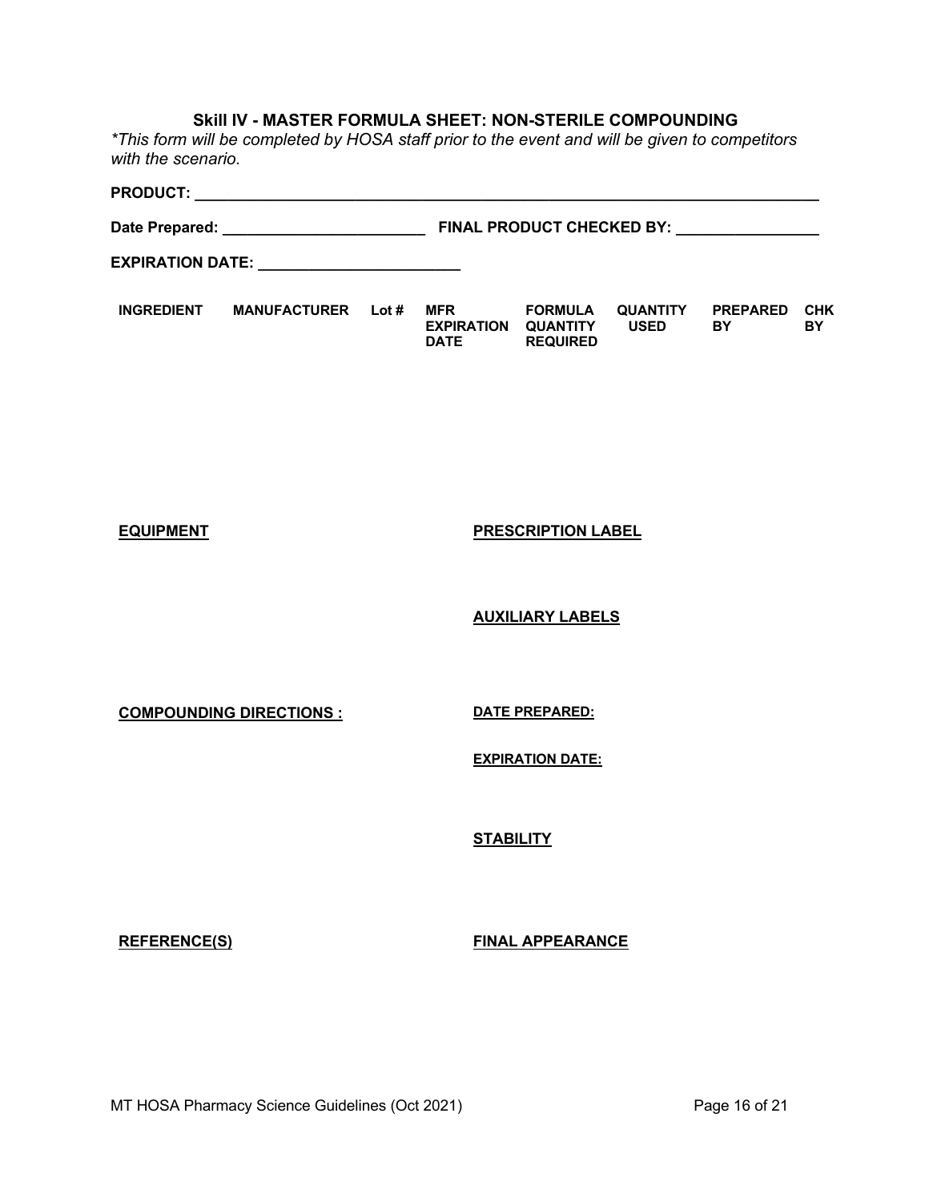### Skill IV - MASTER FORMULA SHEET: NON-STERILE COMPOUNDING

*\*This form will be completed by HOSA staff prior to the event and will be given to competitors with the scenario.*

**PRODUCT:** ______________________________________________________________________

**Date Prepared:** ________________________ **FINAL PRODUCT CHECKED BY:** ________________

**EXPIRATION DATE:** ________________________

| INGREDIENT | MANUFACTURER | Lot # | MFR EXPIRATION DATE | FORMULA QUANTITY REQUIRED | QUANTITY USED | PREPARED BY | CHK BY |
|---|---|---|---|---|---|---|---|
| | | | | | | | |

**EQUIPMENT**

**PRESCRIPTION LABEL**

**AUXILIARY LABELS**

**COMPOUNDING DIRECTIONS :**

**DATE PREPARED:**

**EXPIRATION DATE:**

**STABILITY**

**REFERENCE(S)**

**FINAL APPEARANCE**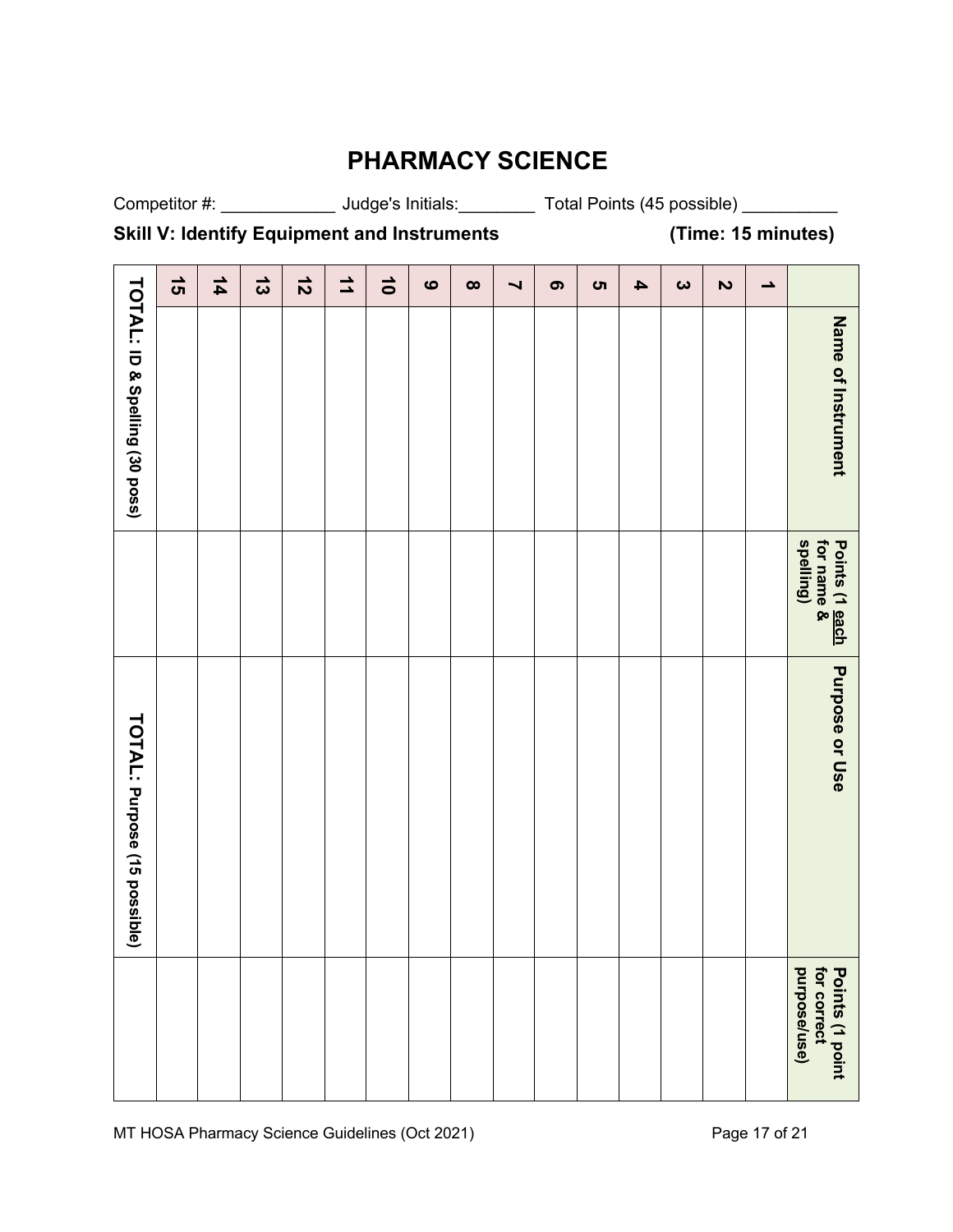# PHARMACY SCIENCE

Competitor #: ____________ Judge's Initials:________ Total Points (45 possible) __________

**Skill V: Identify Equipment and Instruments** **(Time: 15 minutes)**

| | Name of Instrument | Points (1 each for name & spelling) | Purpose or Use | Points (1 point for correct purpose/use) |
|---|---|---|---|---|
| 1 | | | | |
| 2 | | | | |
| 3 | | | | |
| 4 | | | | |
| 5 | | | | |
| 6 | | | | |
| 7 | | | | |
| 8 | | | | |
| 9 | | | | |
| 10 | | | | |
| 11 | | | | |
| 12 | | | | |
| 13 | | | | |
| 14 | | | | |
| 15 | | | | |
| | **TOTAL:** ID & Spelling (30 poss) | | **TOTAL:** Purpose (15 possible) | |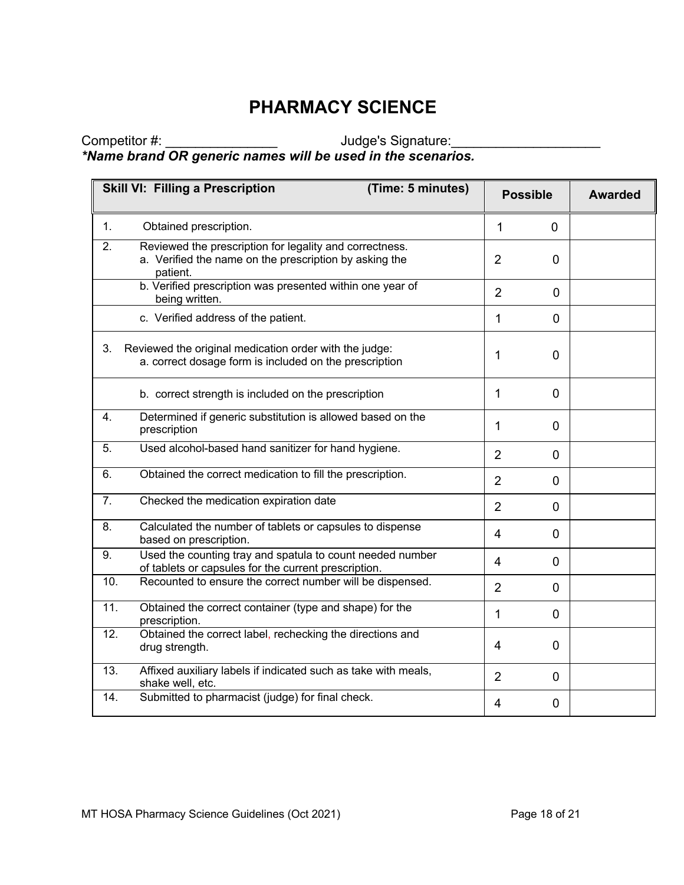# PHARMACY SCIENCE

Competitor #: _______________ Judge's Signature:____________________

***Name brand OR generic names will be used in the scenarios.**

| **Skill VI: Filling a Prescription (Time: 5 minutes)** | **Possible** | | **Awarded** |
|---|---|---|---|
| 1. Obtained prescription. | 1 | 0 | |
| 2. Reviewed the prescription for legality and correctness. a. Verified the name on the prescription by asking the patient. | 2 | 0 | |
| b. Verified prescription was presented within one year of being written. | 2 | 0 | |
| c. Verified address of the patient. | 1 | 0 | |
| 3. Reviewed the original medication order with the judge: a. correct dosage form is included on the prescription | 1 | 0 | |
| b. correct strength is included on the prescription | 1 | 0 | |
| 4. Determined if generic substitution is allowed based on the prescription | 1 | 0 | |
| 5. Used alcohol-based hand sanitizer for hand hygiene. | 2 | 0 | |
| 6. Obtained the correct medication to fill the prescription. | 2 | 0 | |
| 7. Checked the medication expiration date | 2 | 0 | |
| 8. Calculated the number of tablets or capsules to dispense based on prescription. | 4 | 0 | |
| 9. Used the counting tray and spatula to count needed number of tablets or capsules for the current prescription. | 4 | 0 | |
| 10. Recounted to ensure the correct number will be dispensed. | 2 | 0 | |
| 11. Obtained the correct container (type and shape) for the prescription. | 1 | 0 | |
| 12. Obtained the correct label, rechecking the directions and drug strength. | 4 | 0 | |
| 13. Affixed auxiliary labels if indicated such as take with meals, shake well, etc. | 2 | 0 | |
| 14. Submitted to pharmacist (judge) for final check. | 4 | 0 | |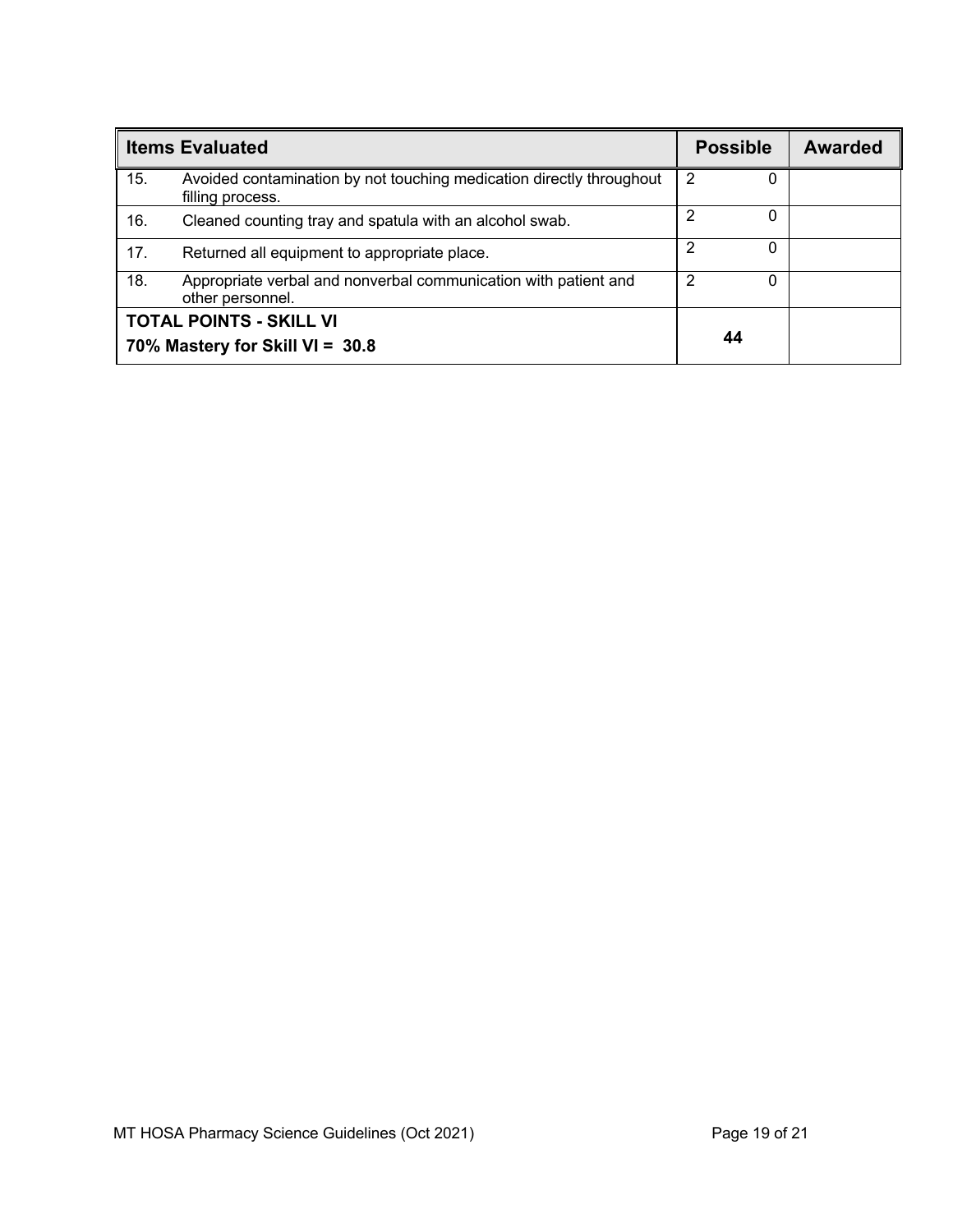| Items Evaluated | | Possible | | Awarded |
|---|---|---|---|---|
| 15. | Avoided contamination by not touching medication directly throughout filling process. | 2 | 0 | |
| 16. | Cleaned counting tray and spatula with an alcohol swab. | 2 | 0 | |
| 17. | Returned all equipment to appropriate place. | 2 | 0 | |
| 18. | Appropriate verbal and nonverbal communication with patient and other personnel. | 2 | 0 | |
| **TOTAL POINTS - SKILL VI**<br>**70% Mastery for Skill VI = 30.8** | | **44** | | |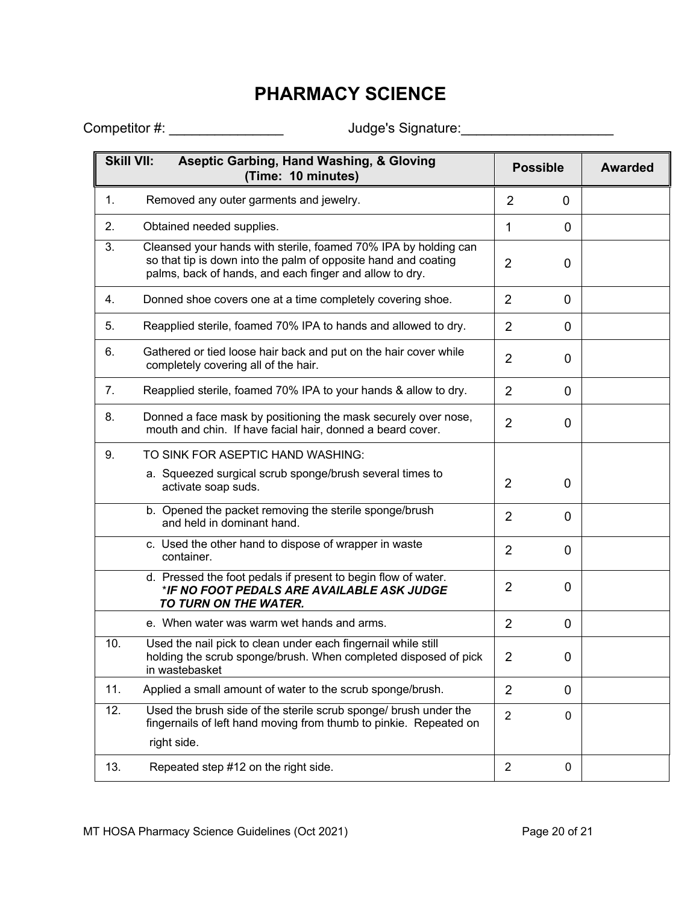# PHARMACY SCIENCE

Competitor #: _______________ Judge's Signature:____________________

| Skill VII: Aseptic Garbing, Hand Washing, & Gloving (Time: 10 minutes) | Possible | | Awarded |
|---|---|---|---|
| 1. Removed any outer garments and jewelry. | 2 | 0 | |
| 2. Obtained needed supplies. | 1 | 0 | |
| 3. Cleansed your hands with sterile, foamed 70% IPA by holding can so that tip is down into the palm of opposite hand and coating palms, back of hands, and each finger and allow to dry. | 2 | 0 | |
| 4. Donned shoe covers one at a time completely covering shoe. | 2 | 0 | |
| 5. Reapplied sterile, foamed 70% IPA to hands and allowed to dry. | 2 | 0 | |
| 6. Gathered or tied loose hair back and put on the hair cover while completely covering all of the hair. | 2 | 0 | |
| 7. Reapplied sterile, foamed 70% IPA to your hands & allow to dry. | 2 | 0 | |
| 8. Donned a face mask by positioning the mask securely over nose, mouth and chin. If have facial hair, donned a beard cover. | 2 | 0 | |
| 9. TO SINK FOR ASEPTIC HAND WASHING: a. Squeezed surgical scrub sponge/brush several times to activate soap suds. | 2 | 0 | |
| b. Opened the packet removing the sterile sponge/brush and held in dominant hand. | 2 | 0 | |
| c. Used the other hand to dispose of wrapper in waste container. | 2 | 0 | |
| d. Pressed the foot pedals if present to begin flow of water. ****IF NO FOOT PEDALS ARE AVAILABLE ASK JUDGE TO TURN ON THE WATER.*** | 2 | 0 | |
| e. When water was warm wet hands and arms. | 2 | 0 | |
| 10. Used the nail pick to clean under each fingernail while still holding the scrub sponge/brush. When completed disposed of pick in wastebasket | 2 | 0 | |
| 11. Applied a small amount of water to the scrub sponge/brush. | 2 | 0 | |
| 12. Used the brush side of the sterile scrub sponge/ brush under the fingernails of left hand moving from thumb to pinkie. Repeated on right side. | 2 | 0 | |
| 13. Repeated step #12 on the right side. | 2 | 0 | |

MT HOSA Pharmacy Science Guidelines (Oct 2021)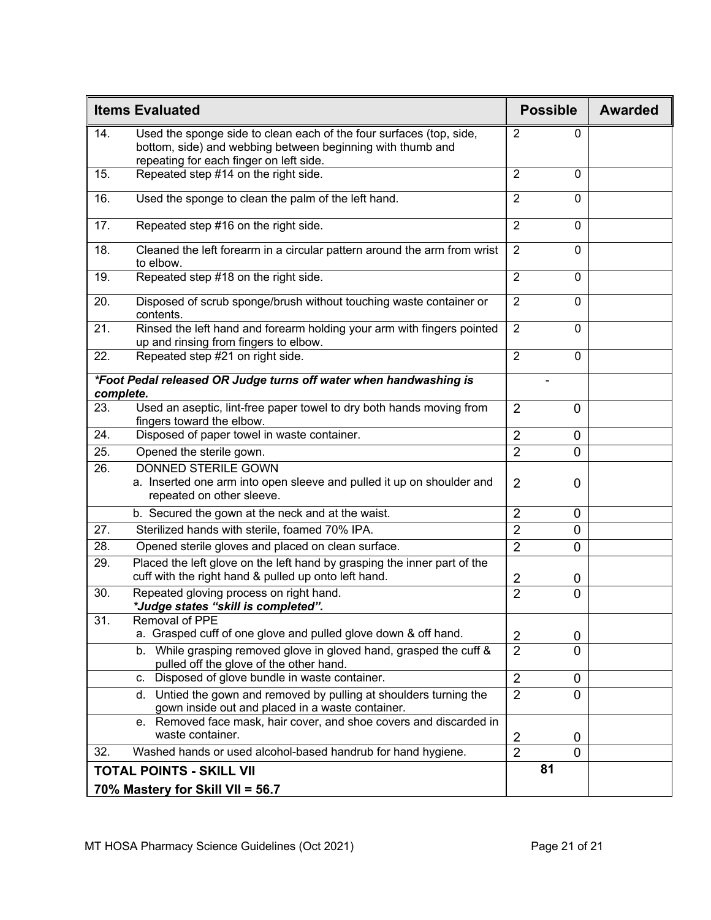| Items Evaluated | | Possible | | Awarded |
|---|---|---|---|---|
| 14. | Used the sponge side to clean each of the four surfaces (top, side, bottom, side) and webbing between beginning with thumb and repeating for each finger on left side. | 2 | 0 | |
| 15. | Repeated step #14 on the right side. | 2 | 0 | |
| 16. | Used the sponge to clean the palm of the left hand. | 2 | 0 | |
| 17. | Repeated step #16 on the right side. | 2 | 0 | |
| 18. | Cleaned the left forearm in a circular pattern around the arm from wrist to elbow. | 2 | 0 | |
| 19. | Repeated step #18 on the right side. | 2 | 0 | |
| 20. | Disposed of scrub sponge/brush without touching waste container or contents. | 2 | 0 | |
| 21. | Rinsed the left hand and forearm holding your arm with fingers pointed up and rinsing from fingers to elbow. | 2 | 0 | |
| 22. | Repeated step #21 on right side. | 2 | 0 | |
| ***Foot Pedal released OR Judge turns off water when handwashing is complete.*** | | - | | |
| 23. | Used an aseptic, lint-free paper towel to dry both hands moving from fingers toward the elbow. | 2 | 0 | |
| 24. | Disposed of paper towel in waste container. | 2 | 0 | |
| 25. | Opened the sterile gown. | 2 | 0 | |
| 26. | DONNED STERILE GOWN<br>a. Inserted one arm into open sleeve and pulled it up on shoulder and repeated on other sleeve. | 2 | 0 | |
| | b. Secured the gown at the neck and at the waist. | 2 | 0 | |
| 27. | Sterilized hands with sterile, foamed 70% IPA. | 2 | 0 | |
| 28. | Opened sterile gloves and placed on clean surface. | 2 | 0 | |
| 29. | Placed the left glove on the left hand by grasping the inner part of the cuff with the right hand & pulled up onto left hand. | 2 | 0 | |
| 30. | Repeated gloving process on right hand.<br>***Judge states "skill is completed".*** | 2 | 0 | |
| 31. | Removal of PPE<br>a. Grasped cuff of one glove and pulled glove down & off hand. | 2 | 0 | |
| | b. While grasping removed glove in gloved hand, grasped the cuff & pulled off the glove of the other hand. | 2 | 0 | |
| | c. Disposed of glove bundle in waste container. | 2 | 0 | |
| | d. Untied the gown and removed by pulling at shoulders turning the gown inside out and placed in a waste container. | 2 | 0 | |
| | e. Removed face mask, hair cover, and shoe covers and discarded in waste container. | 2 | 0 | |
| 32. | Washed hands or used alcohol-based handrub for hand hygiene. | 2 | 0 | |
| **TOTAL POINTS - SKILL VII**<br>**70% Mastery for Skill VII = 56.7** | | **81** | | |

MT HOSA Pharmacy Science Guidelines (Oct 2021)